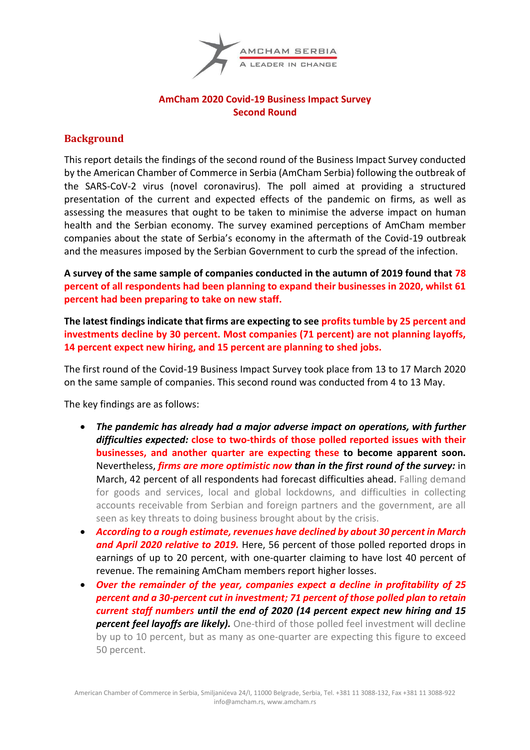AMCHAM SERBIA

A LEADER IN CHANGE

**AmCham 2020 Covid-19 Business Impact Survey**
**Second Round**

## Background

This report details the findings of the second round of the Business Impact Survey conducted by the American Chamber of Commerce in Serbia (AmCham Serbia) following the outbreak of the SARS-CoV-2 virus (novel coronavirus). The poll aimed at providing a structured presentation of the current and expected effects of the pandemic on firms, as well as assessing the measures that ought to be taken to minimise the adverse impact on human health and the Serbian economy. The survey examined perceptions of AmCham member companies about the state of Serbia's economy in the aftermath of the Covid-19 outbreak and the measures imposed by the Serbian Government to curb the spread of the infection.

**A survey of the same sample of companies conducted in the autumn of 2019 found that 78 percent of all respondents had been planning to expand their businesses in 2020, whilst 61 percent had been preparing to take on new staff.**

**The latest findings indicate that firms are expecting to see profits tumble by 25 percent and investments decline by 30 percent. Most companies (71 percent) are not planning layoffs, 14 percent expect new hiring, and 15 percent are planning to shed jobs.**

The first round of the Covid-19 Business Impact Survey took place from 13 to 17 March 2020 on the same sample of companies. This second round was conducted from 4 to 13 May.

The key findings are as follows:

- ***The pandemic has already had a major adverse impact on operations, with further difficulties expected:*** **close to two-thirds of those polled reported issues with their businesses, and another quarter are expecting these to become apparent soon.** Nevertheless, ***firms are more optimistic now than in the first round of the survey:*** in March, 42 percent of all respondents had forecast difficulties ahead. Falling demand for goods and services, local and global lockdowns, and difficulties in collecting accounts receivable from Serbian and foreign partners and the government, are all seen as key threats to doing business brought about by the crisis.
- ***According to a rough estimate, revenues have declined by about 30 percent in March and April 2020 relative to 2019.*** Here, 56 percent of those polled reported drops in earnings of up to 20 percent, with one-quarter claiming to have lost 40 percent of revenue. The remaining AmCham members report higher losses.
- ***Over the remainder of the year, companies expect a decline in profitability of 25 percent and a 30-percent cut in investment; 71 percent of those polled plan to retain current staff numbers until the end of 2020 (14 percent expect new hiring and 15 percent feel layoffs are likely).*** One-third of those polled feel investment will decline by up to 10 percent, but as many as one-quarter are expecting this figure to exceed 50 percent.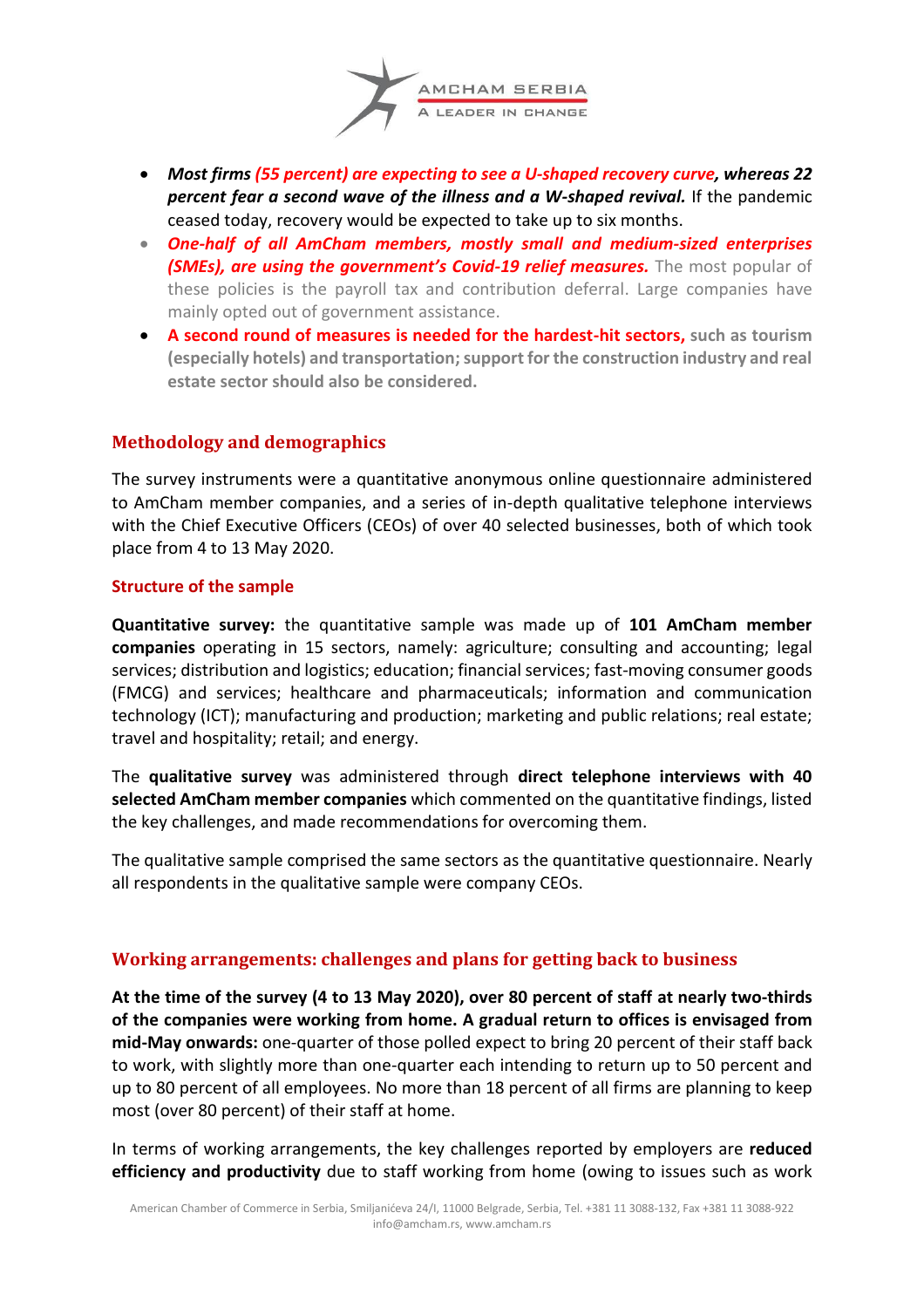- ***Most firms (55 percent) are expecting to see a U-shaped recovery curve, whereas 22 percent fear a second wave of the illness and a W-shaped revival.*** If the pandemic ceased today, recovery would be expected to take up to six months.
- ***One-half of all AmCham members, mostly small and medium-sized enterprises (SMEs), are using the government's Covid-19 relief measures.*** The most popular of these policies is the payroll tax and contribution deferral. Large companies have mainly opted out of government assistance.
- **A second round of measures is needed for the hardest-hit sectors, such as tourism (especially hotels) and transportation; support for the construction industry and real estate sector should also be considered.**

## Methodology and demographics

The survey instruments were a quantitative anonymous online questionnaire administered to AmCham member companies, and a series of in-depth qualitative telephone interviews with the Chief Executive Officers (CEOs) of over 40 selected businesses, both of which took place from 4 to 13 May 2020.

### Structure of the sample

**Quantitative survey:** the quantitative sample was made up of **101 AmCham member companies** operating in 15 sectors, namely: agriculture; consulting and accounting; legal services; distribution and logistics; education; financial services; fast-moving consumer goods (FMCG) and services; healthcare and pharmaceuticals; information and communication technology (ICT); manufacturing and production; marketing and public relations; real estate; travel and hospitality; retail; and energy.

The **qualitative survey** was administered through **direct telephone interviews with 40 selected AmCham member companies** which commented on the quantitative findings, listed the key challenges, and made recommendations for overcoming them.

The qualitative sample comprised the same sectors as the quantitative questionnaire. Nearly all respondents in the qualitative sample were company CEOs.

## Working arrangements: challenges and plans for getting back to business

**At the time of the survey (4 to 13 May 2020), over 80 percent of staff at nearly two-thirds of the companies were working from home. A gradual return to offices is envisaged from mid-May onwards:** one-quarter of those polled expect to bring 20 percent of their staff back to work, with slightly more than one-quarter each intending to return up to 50 percent and up to 80 percent of all employees. No more than 18 percent of all firms are planning to keep most (over 80 percent) of their staff at home.

In terms of working arrangements, the key challenges reported by employers are **reduced efficiency and productivity** due to staff working from home (owing to issues such as work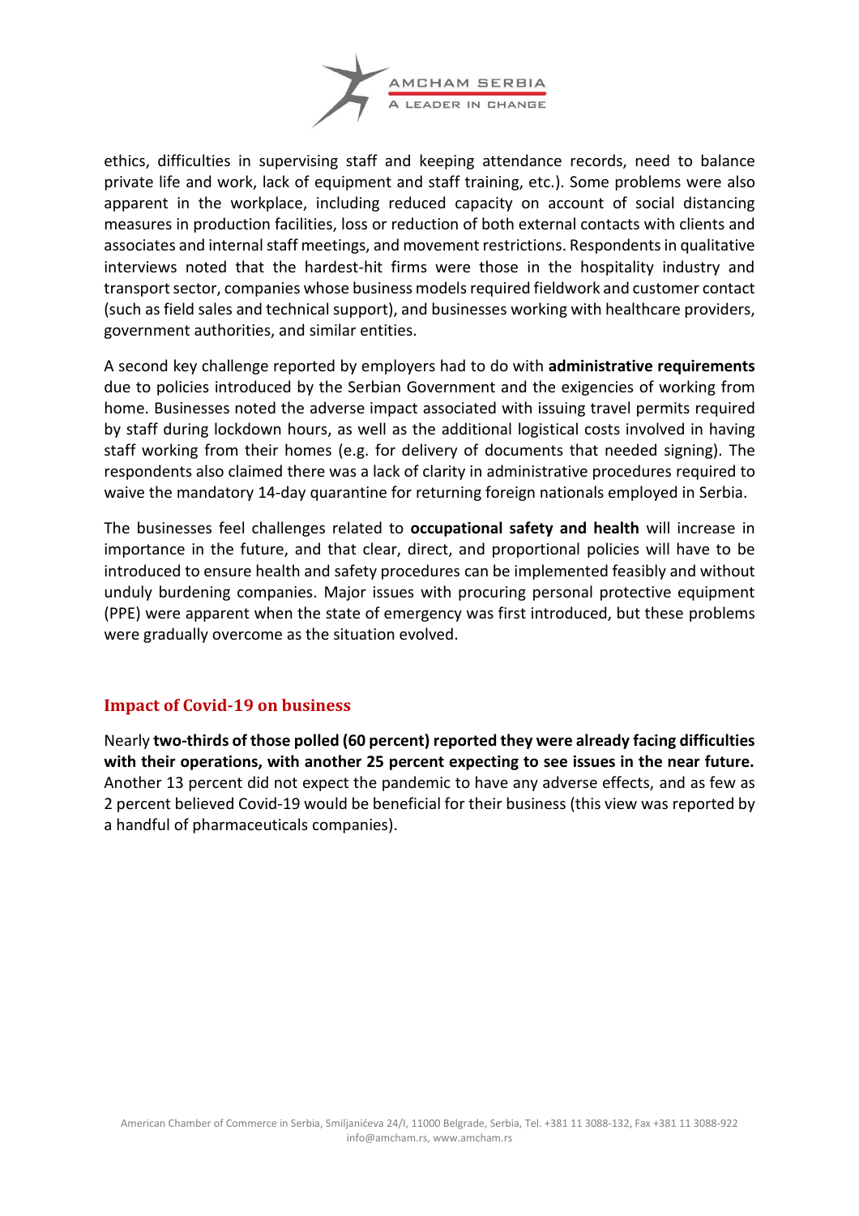ethics, difficulties in supervising staff and keeping attendance records, need to balance private life and work, lack of equipment and staff training, etc.). Some problems were also apparent in the workplace, including reduced capacity on account of social distancing measures in production facilities, loss or reduction of both external contacts with clients and associates and internal staff meetings, and movement restrictions. Respondents in qualitative interviews noted that the hardest-hit firms were those in the hospitality industry and transport sector, companies whose business models required fieldwork and customer contact (such as field sales and technical support), and businesses working with healthcare providers, government authorities, and similar entities.

A second key challenge reported by employers had to do with **administrative requirements** due to policies introduced by the Serbian Government and the exigencies of working from home. Businesses noted the adverse impact associated with issuing travel permits required by staff during lockdown hours, as well as the additional logistical costs involved in having staff working from their homes (e.g. for delivery of documents that needed signing). The respondents also claimed there was a lack of clarity in administrative procedures required to waive the mandatory 14-day quarantine for returning foreign nationals employed in Serbia.

The businesses feel challenges related to **occupational safety and health** will increase in importance in the future, and that clear, direct, and proportional policies will have to be introduced to ensure health and safety procedures can be implemented feasibly and without unduly burdening companies. Major issues with procuring personal protective equipment (PPE) were apparent when the state of emergency was first introduced, but these problems were gradually overcome as the situation evolved.

## Impact of Covid-19 on business

Nearly **two-thirds of those polled (60 percent) reported they were already facing difficulties with their operations, with another 25 percent expecting to see issues in the near future.** Another 13 percent did not expect the pandemic to have any adverse effects, and as few as 2 percent believed Covid-19 would be beneficial for their business (this view was reported by a handful of pharmaceuticals companies).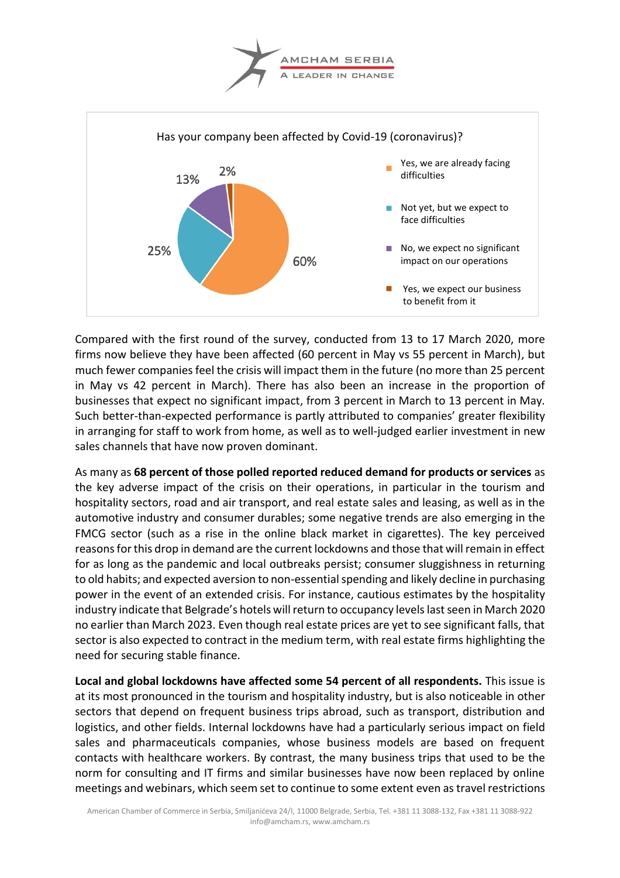Has your company been affected by Covid-19 (coronavirus)?

| Response | Share |
| --- | --- |
| Yes, we are already facing difficulties | 60% |
| Not yet, but we expect to face difficulties | 25% |
| No, we expect no significant impact on our operations | 13% |
| Yes, we expect our business to benefit from it | 2% |

Compared with the first round of the survey, conducted from 13 to 17 March 2020, more firms now believe they have been affected (60 percent in May vs 55 percent in March), but much fewer companies feel the crisis will impact them in the future (no more than 25 percent in May vs 42 percent in March). There has also been an increase in the proportion of businesses that expect no significant impact, from 3 percent in March to 13 percent in May. Such better-than-expected performance is partly attributed to companies' greater flexibility in arranging for staff to work from home, as well as to well-judged earlier investment in new sales channels that have now proven dominant.

As many as **68 percent of those polled reported reduced demand for products or services** as the key adverse impact of the crisis on their operations, in particular in the tourism and hospitality sectors, road and air transport, and real estate sales and leasing, as well as in the automotive industry and consumer durables; some negative trends are also emerging in the FMCG sector (such as a rise in the online black market in cigarettes). The key perceived reasons for this drop in demand are the current lockdowns and those that will remain in effect for as long as the pandemic and local outbreaks persist; consumer sluggishness in returning to old habits; and expected aversion to non-essential spending and likely decline in purchasing power in the event of an extended crisis. For instance, cautious estimates by the hospitality industry indicate that Belgrade's hotels will return to occupancy levels last seen in March 2020 no earlier than March 2023. Even though real estate prices are yet to see significant falls, that sector is also expected to contract in the medium term, with real estate firms highlighting the need for securing stable finance.

**Local and global lockdowns have affected some 54 percent of all respondents.** This issue is at its most pronounced in the tourism and hospitality industry, but is also noticeable in other sectors that depend on frequent business trips abroad, such as transport, distribution and logistics, and other fields. Internal lockdowns have had a particularly serious impact on field sales and pharmaceuticals companies, whose business models are based on frequent contacts with healthcare workers. By contrast, the many business trips that used to be the norm for consulting and IT firms and similar businesses have now been replaced by online meetings and webinars, which seem set to continue to some extent even as travel restrictions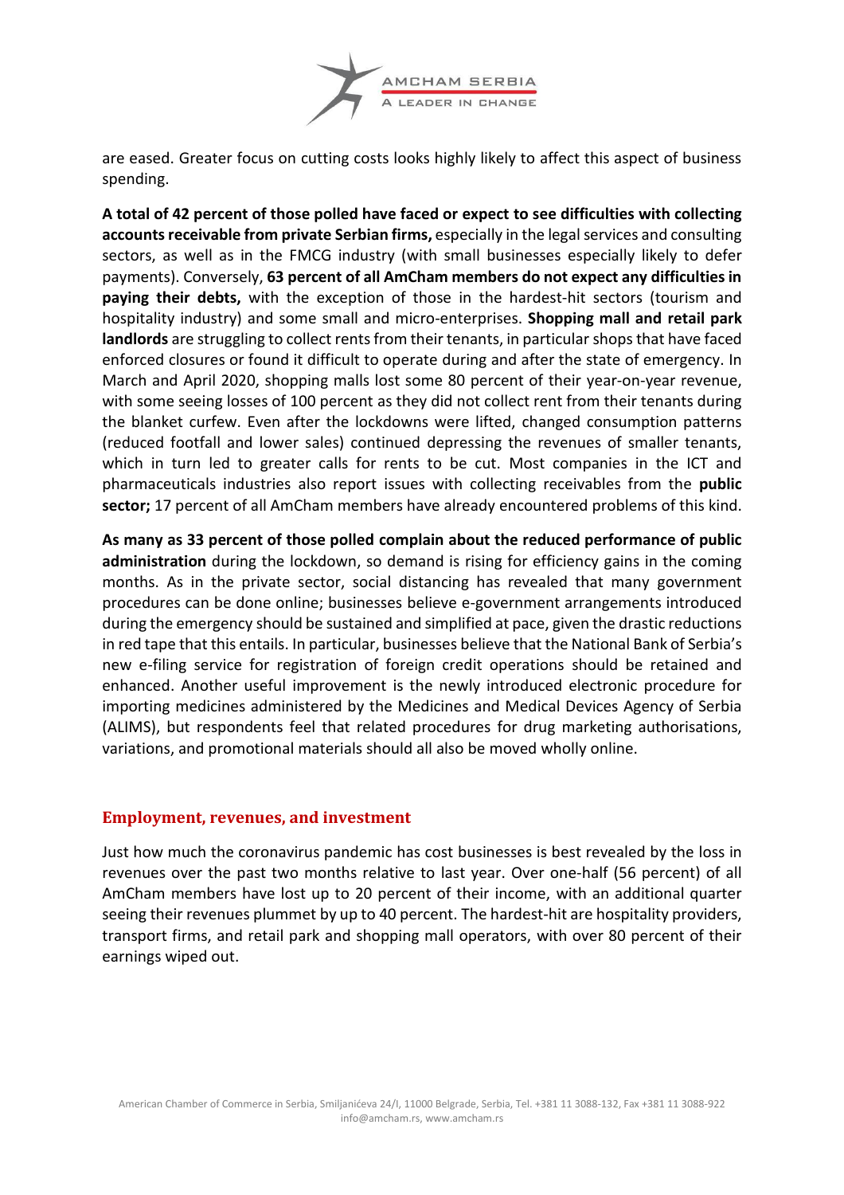are eased. Greater focus on cutting costs looks highly likely to affect this aspect of business spending.

**A total of 42 percent of those polled have faced or expect to see difficulties with collecting accounts receivable from private Serbian firms,** especially in the legal services and consulting sectors, as well as in the FMCG industry (with small businesses especially likely to defer payments). Conversely, **63 percent of all AmCham members do not expect any difficulties in paying their debts,** with the exception of those in the hardest-hit sectors (tourism and hospitality industry) and some small and micro-enterprises. **Shopping mall and retail park landlords** are struggling to collect rents from their tenants, in particular shops that have faced enforced closures or found it difficult to operate during and after the state of emergency. In March and April 2020, shopping malls lost some 80 percent of their year-on-year revenue, with some seeing losses of 100 percent as they did not collect rent from their tenants during the blanket curfew. Even after the lockdowns were lifted, changed consumption patterns (reduced footfall and lower sales) continued depressing the revenues of smaller tenants, which in turn led to greater calls for rents to be cut. Most companies in the ICT and pharmaceuticals industries also report issues with collecting receivables from the **public sector;** 17 percent of all AmCham members have already encountered problems of this kind.

**As many as 33 percent of those polled complain about the reduced performance of public administration** during the lockdown, so demand is rising for efficiency gains in the coming months. As in the private sector, social distancing has revealed that many government procedures can be done online; businesses believe e-government arrangements introduced during the emergency should be sustained and simplified at pace, given the drastic reductions in red tape that this entails. In particular, businesses believe that the National Bank of Serbia's new e-filing service for registration of foreign credit operations should be retained and enhanced. Another useful improvement is the newly introduced electronic procedure for importing medicines administered by the Medicines and Medical Devices Agency of Serbia (ALIMS), but respondents feel that related procedures for drug marketing authorisations, variations, and promotional materials should all also be moved wholly online.

## Employment, revenues, and investment

Just how much the coronavirus pandemic has cost businesses is best revealed by the loss in revenues over the past two months relative to last year. Over one-half (56 percent) of all AmCham members have lost up to 20 percent of their income, with an additional quarter seeing their revenues plummet by up to 40 percent. The hardest-hit are hospitality providers, transport firms, and retail park and shopping mall operators, with over 80 percent of their earnings wiped out.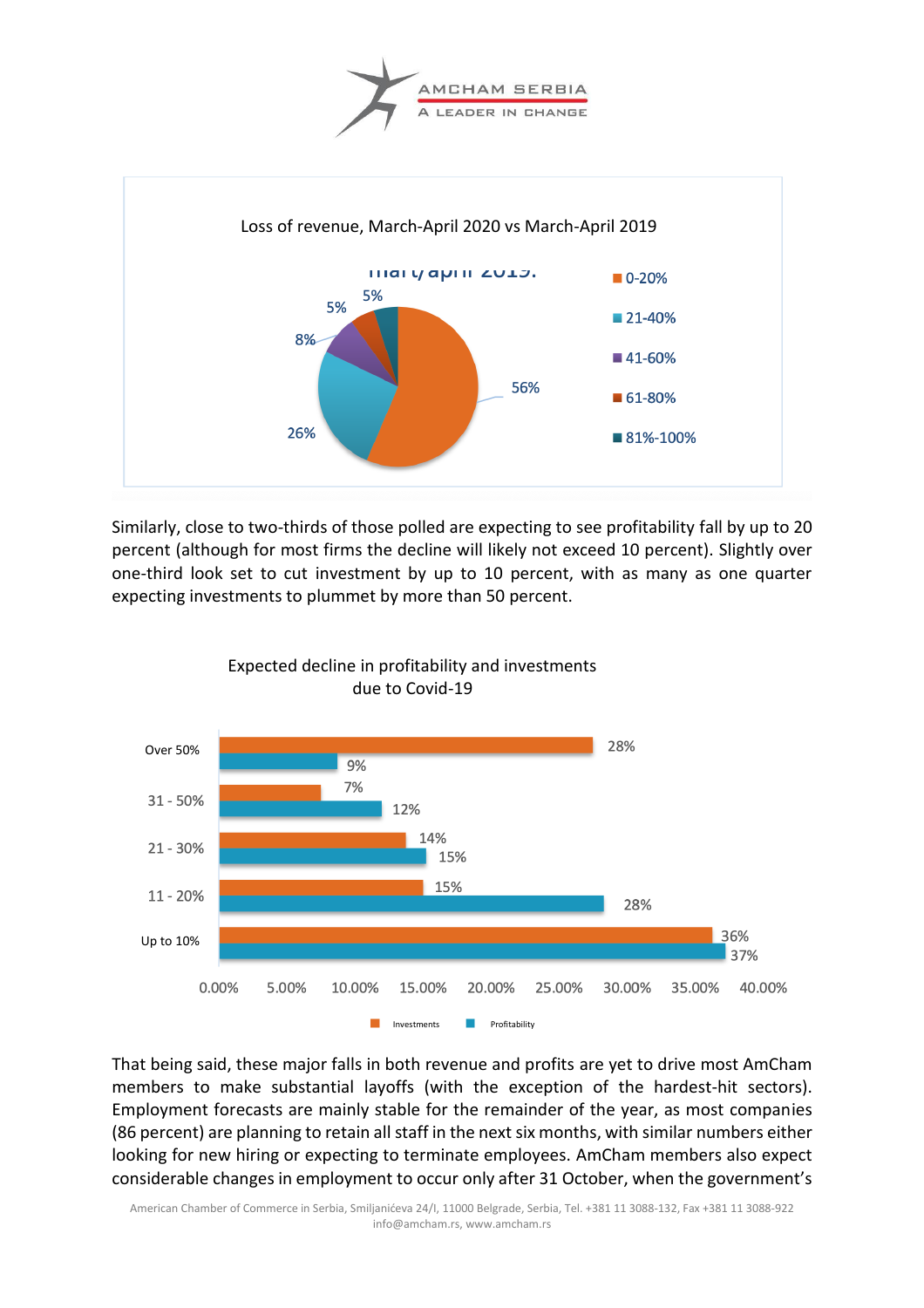Loss of revenue, March-April 2020 vs March-April 2019

| Loss of revenue | Share |
|---|---|
| 0-20% | 56% |
| 21-40% | 26% |
| 41-60% | 8% |
| 61-80% | 5% |
| 81%-100% | 5% |

Similarly, close to two-thirds of those polled are expecting to see profitability fall by up to 20 percent (although for most firms the decline will likely not exceed 10 percent). Slightly over one-third look set to cut investment by up to 10 percent, with as many as one quarter expecting investments to plummet by more than 50 percent.

Expected decline in profitability and investments due to Covid-19

| | Investments | Profitability |
|---|---|---|
| Over 50% | 28% | 9% |
| 31 - 50% | 7% | 12% |
| 21 - 30% | 14% | 15% |
| 11 - 20% | 15% | 28% |
| Up to 10% | 36% | 37% |

That being said, these major falls in both revenue and profits are yet to drive most AmCham members to make substantial layoffs (with the exception of the hardest-hit sectors). Employment forecasts are mainly stable for the remainder of the year, as most companies (86 percent) are planning to retain all staff in the next six months, with similar numbers either looking for new hiring or expecting to terminate employees. AmCham members also expect considerable changes in employment to occur only after 31 October, when the government's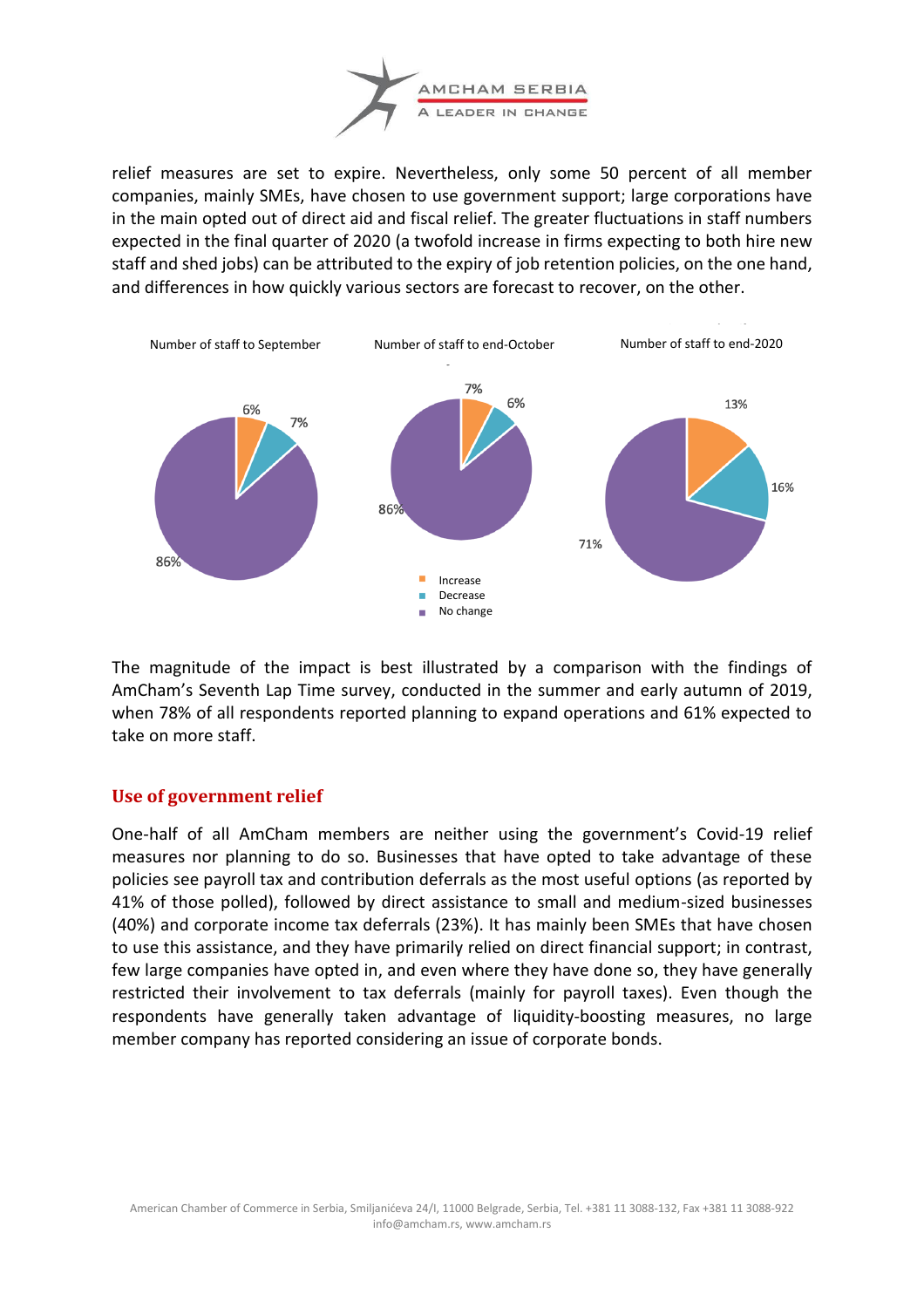relief measures are set to expire. Nevertheless, only some 50 percent of all member companies, mainly SMEs, have chosen to use government support; large corporations have in the main opted out of direct aid and fiscal relief. The greater fluctuations in staff numbers expected in the final quarter of 2020 (a twofold increase in firms expecting to both hire new staff and shed jobs) can be attributed to the expiry of job retention policies, on the one hand, and differences in how quickly various sectors are forecast to recover, on the other.

| | Number of staff to September | Number of staff to end-October | Number of staff to end-2020 |
|---|---|---|---|
| Increase | 6% | 7% | 13% |
| Decrease | 7% | 6% | 16% |
| No change | 86% | 86% | 71% |

The magnitude of the impact is best illustrated by a comparison with the findings of AmCham's Seventh Lap Time survey, conducted in the summer and early autumn of 2019, when 78% of all respondents reported planning to expand operations and 61% expected to take on more staff.

## Use of government relief

One-half of all AmCham members are neither using the government's Covid-19 relief measures nor planning to do so. Businesses that have opted to take advantage of these policies see payroll tax and contribution deferrals as the most useful options (as reported by 41% of those polled), followed by direct assistance to small and medium-sized businesses (40%) and corporate income tax deferrals (23%). It has mainly been SMEs that have chosen to use this assistance, and they have primarily relied on direct financial support; in contrast, few large companies have opted in, and even where they have done so, they have generally restricted their involvement to tax deferrals (mainly for payroll taxes). Even though the respondents have generally taken advantage of liquidity-boosting measures, no large member company has reported considering an issue of corporate bonds.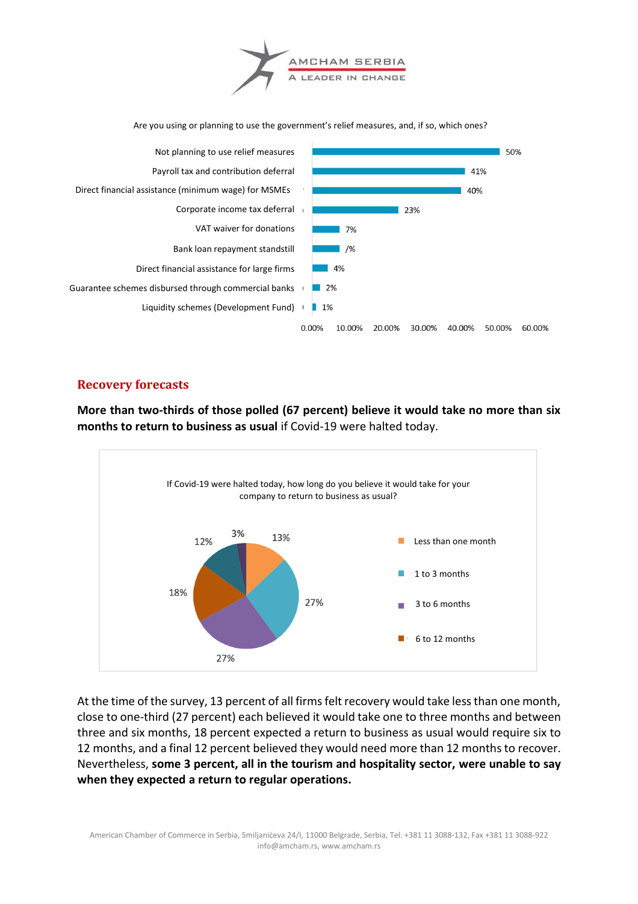Are you using or planning to use the government's relief measures, and, if so, which ones?

| Measure | Share |
|---|---|
| Not planning to use relief measures | 50% |
| Payroll tax and contribution deferral | 41% |
| Direct financial assistance (minimum wage) for MSMEs | 40% |
| Corporate income tax deferral | 23% |
| VAT waiver for donations | 7% |
| Bank loan repayment standstill | /% |
| Direct financial assistance for large firms | 4% |
| Guarantee schemes disbursed through commercial banks | 2% |
| Liquidity schemes (Development Fund) | 1% |

## Recovery forecasts

**More than two-thirds of those polled (67 percent) believe it would take no more than six months to return to business as usual** if Covid-19 were halted today.

If Covid-19 were halted today, how long do you believe it would take for your company to return to business as usual?

| Response | Share |
|---|---|
| Less than one month | 13% |
| 1 to 3 months | 27% |
| 3 to 6 months | 27% |
| 6 to 12 months | 18% |
| (unlabeled) | 12% |
| (unlabeled) | 3% |

At the time of the survey, 13 percent of all firms felt recovery would take less than one month, close to one-third (27 percent) each believed it would take one to three months and between three and six months, 18 percent expected a return to business as usual would require six to 12 months, and a final 12 percent believed they would need more than 12 months to recover. Nevertheless, **some 3 percent, all in the tourism and hospitality sector, were unable to say when they expected a return to regular operations.**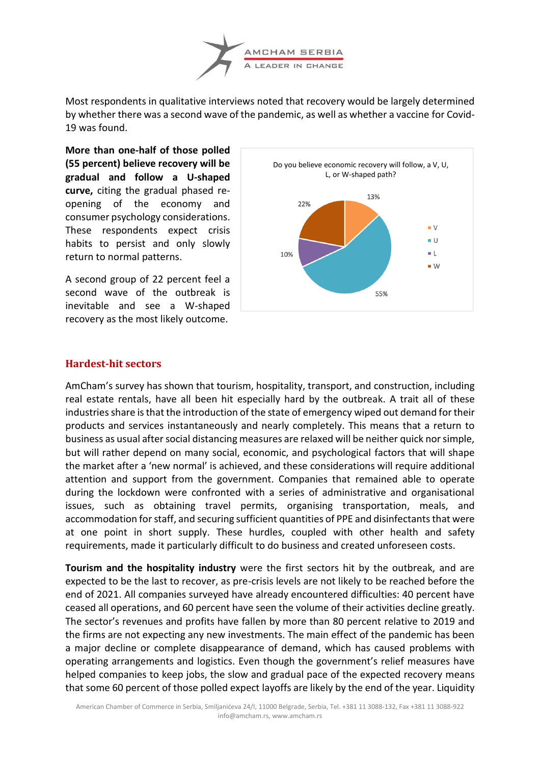Most respondents in qualitative interviews noted that recovery would be largely determined by whether there was a second wave of the pandemic, as well as whether a vaccine for Covid-19 was found.

**More than one-half of those polled (55 percent) believe recovery will be gradual and follow a U-shaped curve,** citing the gradual phased re-opening of the economy and consumer psychology considerations. These respondents expect crisis habits to persist and only slowly return to normal patterns.

A second group of 22 percent feel a second wave of the outbreak is inevitable and see a W-shaped recovery as the most likely outcome.

Do you believe economic recovery will follow, a V, U, L, or W-shaped path?

| Path | Share |
|---|---|
| V | 13% |
| U | 55% |
| L | 10% |
| W | 22% |

## Hardest-hit sectors

AmCham's survey has shown that tourism, hospitality, transport, and construction, including real estate rentals, have all been hit especially hard by the outbreak. A trait all of these industries share is that the introduction of the state of emergency wiped out demand for their products and services instantaneously and nearly completely. This means that a return to business as usual after social distancing measures are relaxed will be neither quick nor simple, but will rather depend on many social, economic, and psychological factors that will shape the market after a 'new normal' is achieved, and these considerations will require additional attention and support from the government. Companies that remained able to operate during the lockdown were confronted with a series of administrative and organisational issues, such as obtaining travel permits, organising transportation, meals, and accommodation for staff, and securing sufficient quantities of PPE and disinfectants that were at one point in short supply. These hurdles, coupled with other health and safety requirements, made it particularly difficult to do business and created unforeseen costs.

**Tourism and the hospitality industry** were the first sectors hit by the outbreak, and are expected to be the last to recover, as pre-crisis levels are not likely to be reached before the end of 2021. All companies surveyed have already encountered difficulties: 40 percent have ceased all operations, and 60 percent have seen the volume of their activities decline greatly. The sector's revenues and profits have fallen by more than 80 percent relative to 2019 and the firms are not expecting any new investments. The main effect of the pandemic has been a major decline or complete disappearance of demand, which has caused problems with operating arrangements and logistics. Even though the government's relief measures have helped companies to keep jobs, the slow and gradual pace of the expected recovery means that some 60 percent of those polled expect layoffs are likely by the end of the year. Liquidity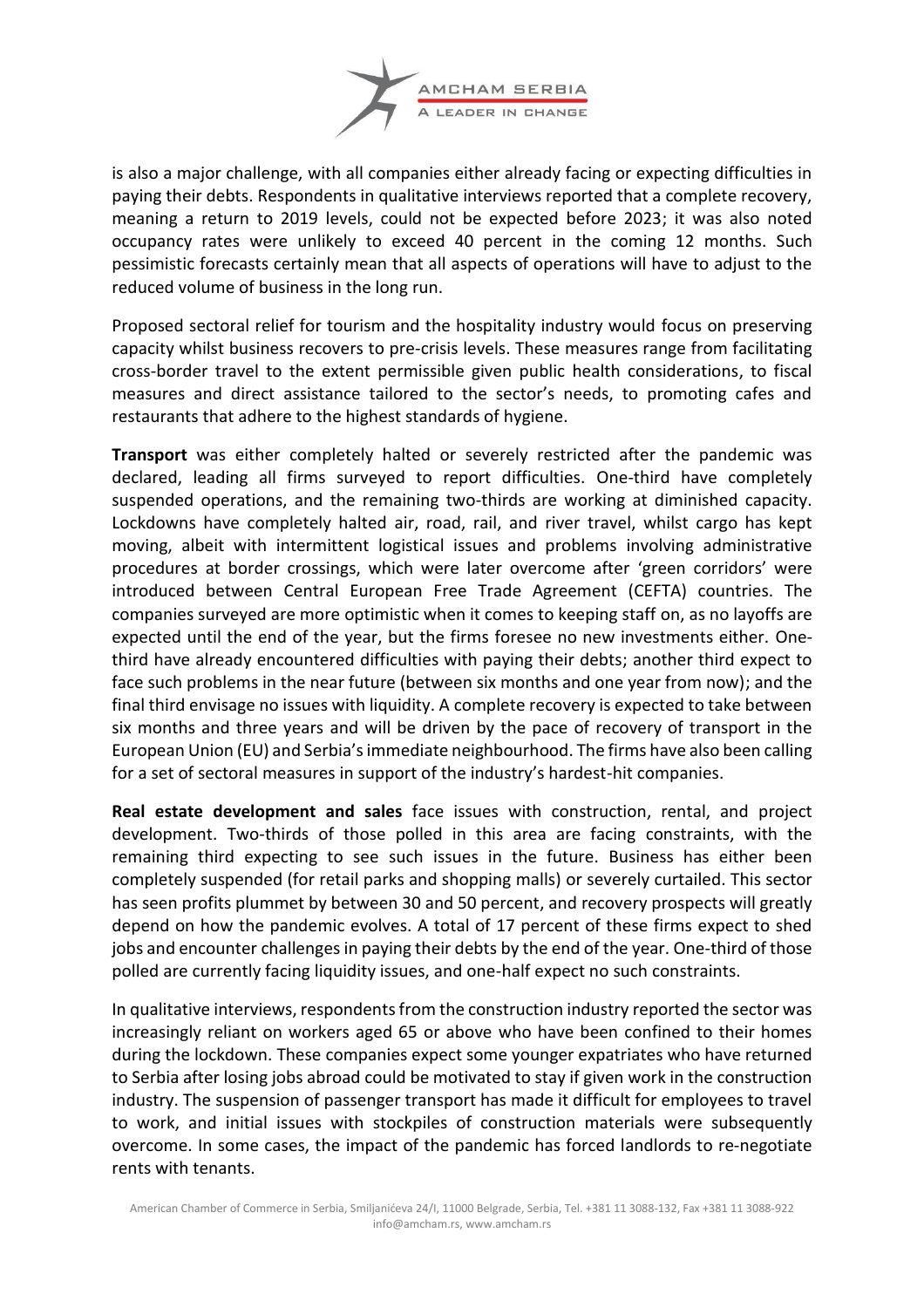is also a major challenge, with all companies either already facing or expecting difficulties in paying their debts. Respondents in qualitative interviews reported that a complete recovery, meaning a return to 2019 levels, could not be expected before 2023; it was also noted occupancy rates were unlikely to exceed 40 percent in the coming 12 months. Such pessimistic forecasts certainly mean that all aspects of operations will have to adjust to the reduced volume of business in the long run.

Proposed sectoral relief for tourism and the hospitality industry would focus on preserving capacity whilst business recovers to pre-crisis levels. These measures range from facilitating cross-border travel to the extent permissible given public health considerations, to fiscal measures and direct assistance tailored to the sector's needs, to promoting cafes and restaurants that adhere to the highest standards of hygiene.

**Transport** was either completely halted or severely restricted after the pandemic was declared, leading all firms surveyed to report difficulties. One-third have completely suspended operations, and the remaining two-thirds are working at diminished capacity. Lockdowns have completely halted air, road, rail, and river travel, whilst cargo has kept moving, albeit with intermittent logistical issues and problems involving administrative procedures at border crossings, which were later overcome after 'green corridors' were introduced between Central European Free Trade Agreement (CEFTA) countries. The companies surveyed are more optimistic when it comes to keeping staff on, as no layoffs are expected until the end of the year, but the firms foresee no new investments either. One-third have already encountered difficulties with paying their debts; another third expect to face such problems in the near future (between six months and one year from now); and the final third envisage no issues with liquidity. A complete recovery is expected to take between six months and three years and will be driven by the pace of recovery of transport in the European Union (EU) and Serbia's immediate neighbourhood. The firms have also been calling for a set of sectoral measures in support of the industry's hardest-hit companies.

**Real estate development and sales** face issues with construction, rental, and project development. Two-thirds of those polled in this area are facing constraints, with the remaining third expecting to see such issues in the future. Business has either been completely suspended (for retail parks and shopping malls) or severely curtailed. This sector has seen profits plummet by between 30 and 50 percent, and recovery prospects will greatly depend on how the pandemic evolves. A total of 17 percent of these firms expect to shed jobs and encounter challenges in paying their debts by the end of the year. One-third of those polled are currently facing liquidity issues, and one-half expect no such constraints.

In qualitative interviews, respondents from the construction industry reported the sector was increasingly reliant on workers aged 65 or above who have been confined to their homes during the lockdown. These companies expect some younger expatriates who have returned to Serbia after losing jobs abroad could be motivated to stay if given work in the construction industry. The suspension of passenger transport has made it difficult for employees to travel to work, and initial issues with stockpiles of construction materials were subsequently overcome. In some cases, the impact of the pandemic has forced landlords to re-negotiate rents with tenants.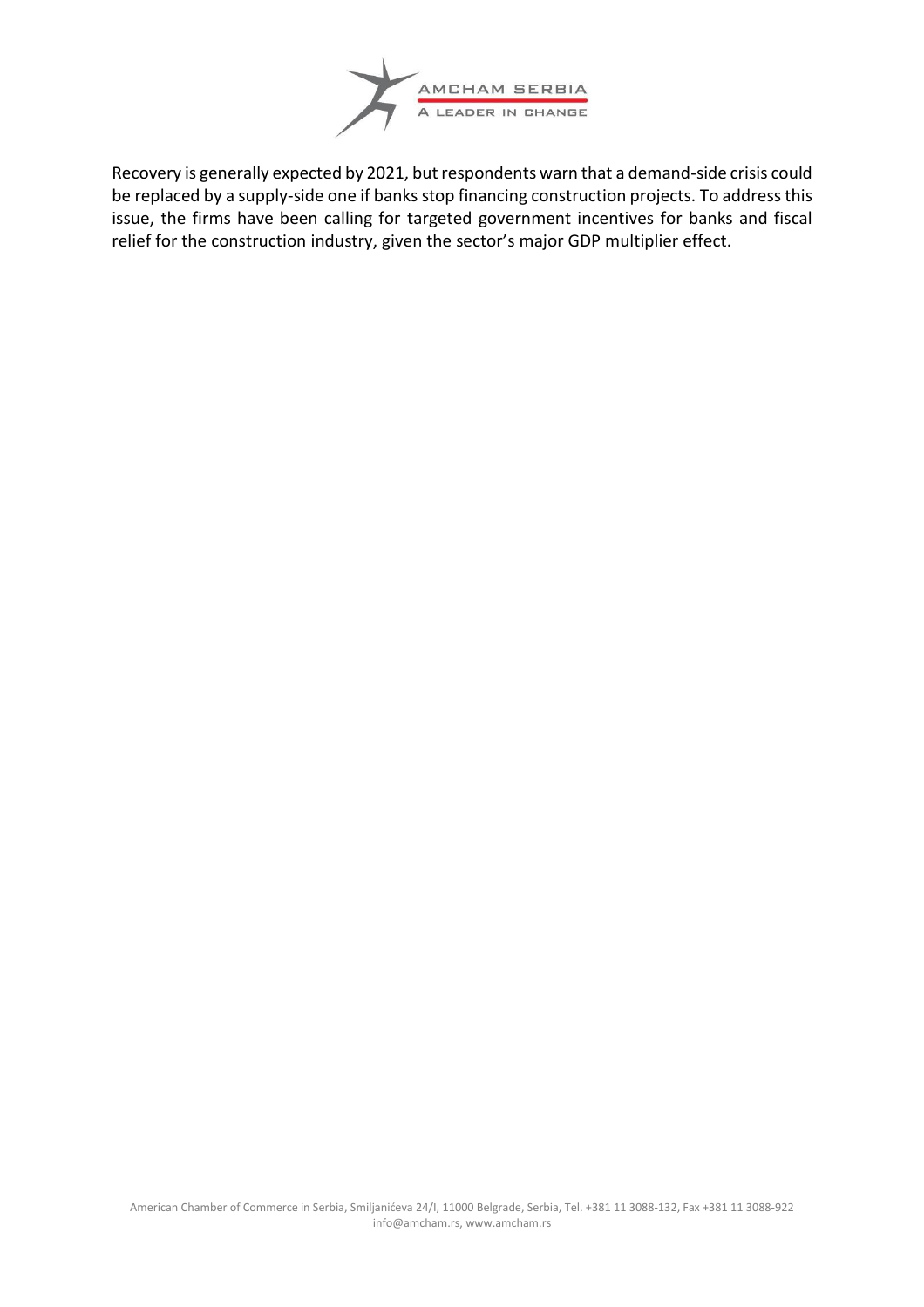Recovery is generally expected by 2021, but respondents warn that a demand-side crisis could be replaced by a supply-side one if banks stop financing construction projects. To address this issue, the firms have been calling for targeted government incentives for banks and fiscal relief for the construction industry, given the sector's major GDP multiplier effect.